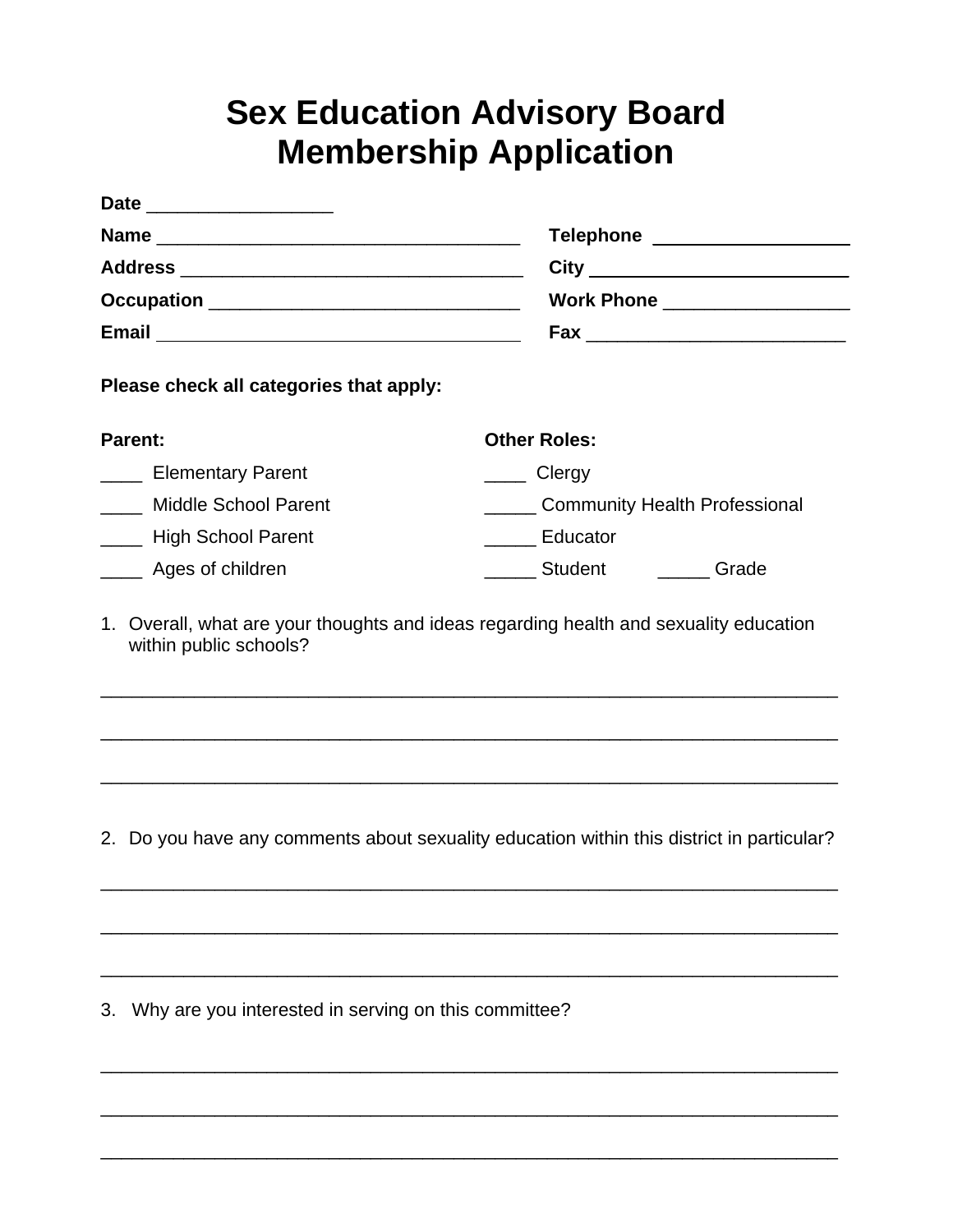# Sex Education Advisory Board
# Membership Application

**Date** __________________

**Name** _____________________________________ **Telephone** ___________________

**Address** __________________________________ **City** __________________________

**Occupation** _______________________________ **Work Phone** __________________

**Email** _____________________________________ **Fax** _________________________

**Please check all categories that apply:**

**Parent:**

____ Elementary Parent

____ Middle School Parent

____ High School Parent

____ Ages of children

**Other Roles:**

____ Clergy

_____ Community Health Professional

_____ Educator

_____ Student _____ Grade

1. Overall, what are your thoughts and ideas regarding health and sexuality education within public schools?

___________________________________________________________________________

___________________________________________________________________________

___________________________________________________________________________

2. Do you have any comments about sexuality education within this district in particular?

___________________________________________________________________________

___________________________________________________________________________

___________________________________________________________________________

3. Why are you interested in serving on this committee?

___________________________________________________________________________

___________________________________________________________________________

___________________________________________________________________________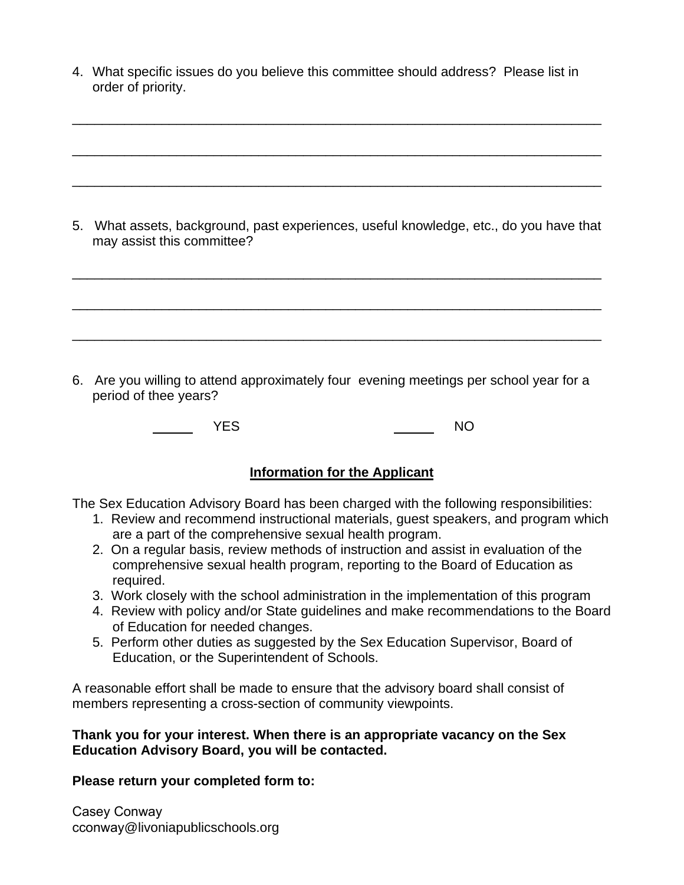4. What specific issues do you believe this committee should address? Please list in order of priority.

___________________________________________________________________________

___________________________________________________________________________

___________________________________________________________________________

5. What assets, background, past experiences, useful knowledge, etc., do you have that may assist this committee?

___________________________________________________________________________

___________________________________________________________________________

___________________________________________________________________________

6. Are you willing to attend approximately four evening meetings per school year for a period of thee years?

_____ YES _____ NO

**Information for the Applicant**

The Sex Education Advisory Board has been charged with the following responsibilities:

1. Review and recommend instructional materials, guest speakers, and program which are a part of the comprehensive sexual health program.
2. On a regular basis, review methods of instruction and assist in evaluation of the comprehensive sexual health program, reporting to the Board of Education as required.
3. Work closely with the school administration in the implementation of this program
4. Review with policy and/or State guidelines and make recommendations to the Board of Education for needed changes.
5. Perform other duties as suggested by the Sex Education Supervisor, Board of Education, or the Superintendent of Schools.

A reasonable effort shall be made to ensure that the advisory board shall consist of members representing a cross-section of community viewpoints.

**Thank you for your interest. When there is an appropriate vacancy on the Sex Education Advisory Board, you will be contacted.**

**Please return your completed form to:**

Casey Conway
cconway@livoniapublicschools.org